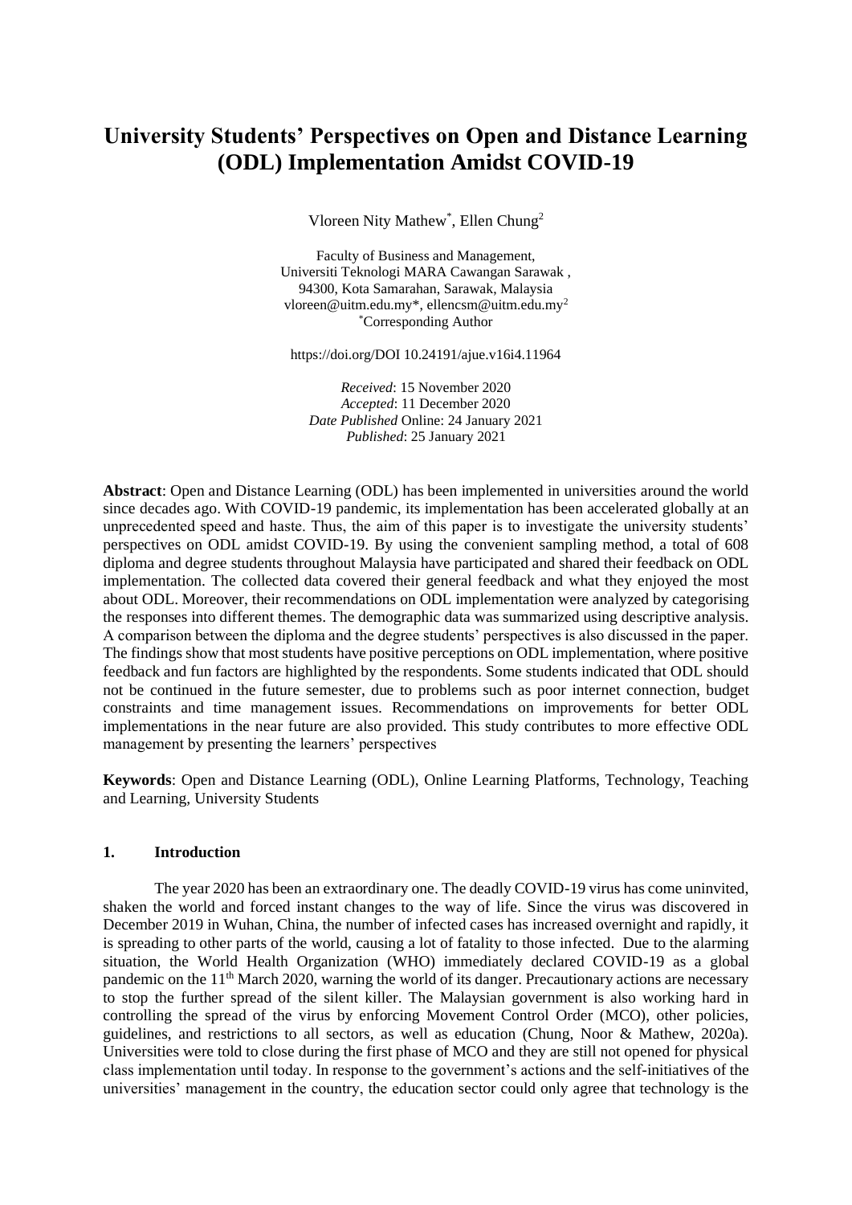# University Students' Perspectives on Open and Distance Learning (ODL) Implementation Amidst COVID-19

Vloreen Nity Mathew[*], Ellen Chung[2]

Faculty of Business and Management,
Universiti Teknologi MARA Cawangan Sarawak ,
94300, Kota Samarahan, Sarawak, Malaysia
vloreen@uitm.edu.my*, ellencsm@uitm.edu.my[2]
[*]Corresponding Author

https://doi.org/DOI 10.24191/ajue.v16i4.11964

*Received*: 15 November 2020
*Accepted*: 11 December 2020
*Date Published* Online: 24 January 2021
*Published*: 25 January 2021

**Abstract**: Open and Distance Learning (ODL) has been implemented in universities around the world since decades ago. With COVID-19 pandemic, its implementation has been accelerated globally at an unprecedented speed and haste. Thus, the aim of this paper is to investigate the university students' perspectives on ODL amidst COVID-19. By using the convenient sampling method, a total of 608 diploma and degree students throughout Malaysia have participated and shared their feedback on ODL implementation. The collected data covered their general feedback and what they enjoyed the most about ODL. Moreover, their recommendations on ODL implementation were analyzed by categorising the responses into different themes. The demographic data was summarized using descriptive analysis. A comparison between the diploma and the degree students' perspectives is also discussed in the paper. The findings show that most students have positive perceptions on ODL implementation, where positive feedback and fun factors are highlighted by the respondents. Some students indicated that ODL should not be continued in the future semester, due to problems such as poor internet connection, budget constraints and time management issues. Recommendations on improvements for better ODL implementations in the near future are also provided. This study contributes to more effective ODL management by presenting the learners' perspectives

**Keywords**: Open and Distance Learning (ODL), Online Learning Platforms, Technology, Teaching and Learning, University Students

## 1. Introduction

The year 2020 has been an extraordinary one. The deadly COVID-19 virus has come uninvited, shaken the world and forced instant changes to the way of life. Since the virus was discovered in December 2019 in Wuhan, China, the number of infected cases has increased overnight and rapidly, it is spreading to other parts of the world, causing a lot of fatality to those infected. Due to the alarming situation, the World Health Organization (WHO) immediately declared COVID-19 as a global pandemic on the 11th March 2020, warning the world of its danger. Precautionary actions are necessary to stop the further spread of the silent killer. The Malaysian government is also working hard in controlling the spread of the virus by enforcing Movement Control Order (MCO), other policies, guidelines, and restrictions to all sectors, as well as education (Chung, Noor & Mathew, 2020a). Universities were told to close during the first phase of MCO and they are still not opened for physical class implementation until today. In response to the government's actions and the self-initiatives of the universities' management in the country, the education sector could only agree that technology is the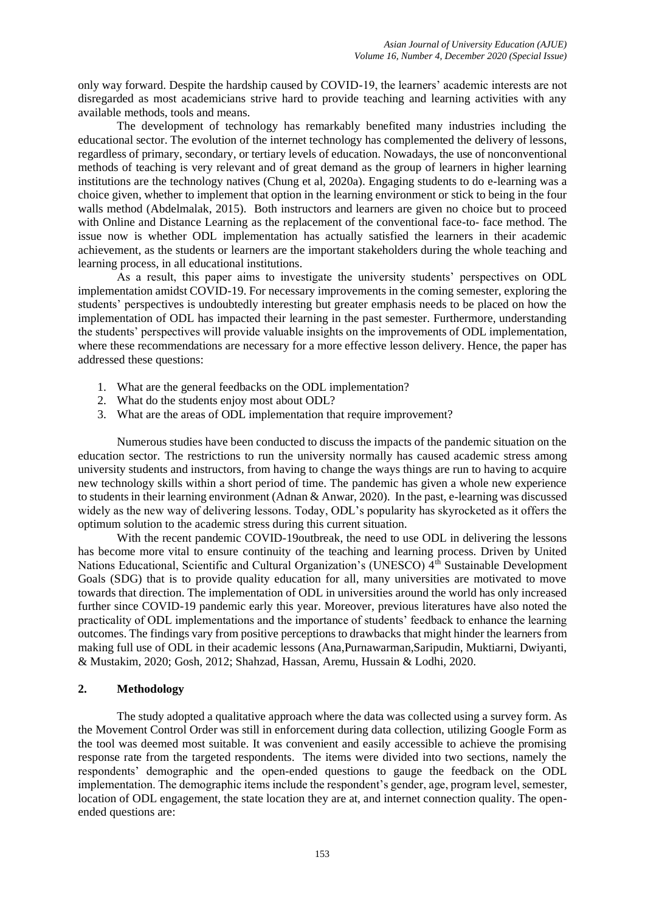only way forward. Despite the hardship caused by COVID-19, the learners' academic interests are not disregarded as most academicians strive hard to provide teaching and learning activities with any available methods, tools and means.

The development of technology has remarkably benefited many industries including the educational sector. The evolution of the internet technology has complemented the delivery of lessons, regardless of primary, secondary, or tertiary levels of education. Nowadays, the use of nonconventional methods of teaching is very relevant and of great demand as the group of learners in higher learning institutions are the technology natives (Chung et al, 2020a). Engaging students to do e-learning was a choice given, whether to implement that option in the learning environment or stick to being in the four walls method (Abdelmalak, 2015). Both instructors and learners are given no choice but to proceed with Online and Distance Learning as the replacement of the conventional face-to- face method. The issue now is whether ODL implementation has actually satisfied the learners in their academic achievement, as the students or learners are the important stakeholders during the whole teaching and learning process, in all educational institutions.

As a result, this paper aims to investigate the university students' perspectives on ODL implementation amidst COVID-19. For necessary improvements in the coming semester, exploring the students' perspectives is undoubtedly interesting but greater emphasis needs to be placed on how the implementation of ODL has impacted their learning in the past semester. Furthermore, understanding the students' perspectives will provide valuable insights on the improvements of ODL implementation, where these recommendations are necessary for a more effective lesson delivery. Hence, the paper has addressed these questions:

1. What are the general feedbacks on the ODL implementation?
2. What do the students enjoy most about ODL?
3. What are the areas of ODL implementation that require improvement?

Numerous studies have been conducted to discuss the impacts of the pandemic situation on the education sector. The restrictions to run the university normally has caused academic stress among university students and instructors, from having to change the ways things are run to having to acquire new technology skills within a short period of time. The pandemic has given a whole new experience to students in their learning environment (Adnan & Anwar, 2020). In the past, e-learning was discussed widely as the new way of delivering lessons. Today, ODL's popularity has skyrocketed as it offers the optimum solution to the academic stress during this current situation.

With the recent pandemic COVID-19outbreak, the need to use ODL in delivering the lessons has become more vital to ensure continuity of the teaching and learning process. Driven by United Nations Educational, Scientific and Cultural Organization's (UNESCO) 4th Sustainable Development Goals (SDG) that is to provide quality education for all, many universities are motivated to move towards that direction. The implementation of ODL in universities around the world has only increased further since COVID-19 pandemic early this year. Moreover, previous literatures have also noted the practicality of ODL implementations and the importance of students' feedback to enhance the learning outcomes. The findings vary from positive perceptions to drawbacks that might hinder the learners from making full use of ODL in their academic lessons (Ana,Purnawarman,Saripudin, Muktiarni, Dwiyanti, & Mustakim, 2020; Gosh, 2012; Shahzad, Hassan, Aremu, Hussain & Lodhi, 2020.

## 2. Methodology

The study adopted a qualitative approach where the data was collected using a survey form. As the Movement Control Order was still in enforcement during data collection, utilizing Google Form as the tool was deemed most suitable. It was convenient and easily accessible to achieve the promising response rate from the targeted respondents. The items were divided into two sections, namely the respondents' demographic and the open-ended questions to gauge the feedback on the ODL implementation. The demographic items include the respondent's gender, age, program level, semester, location of ODL engagement, the state location they are at, and internet connection quality. The open-ended questions are: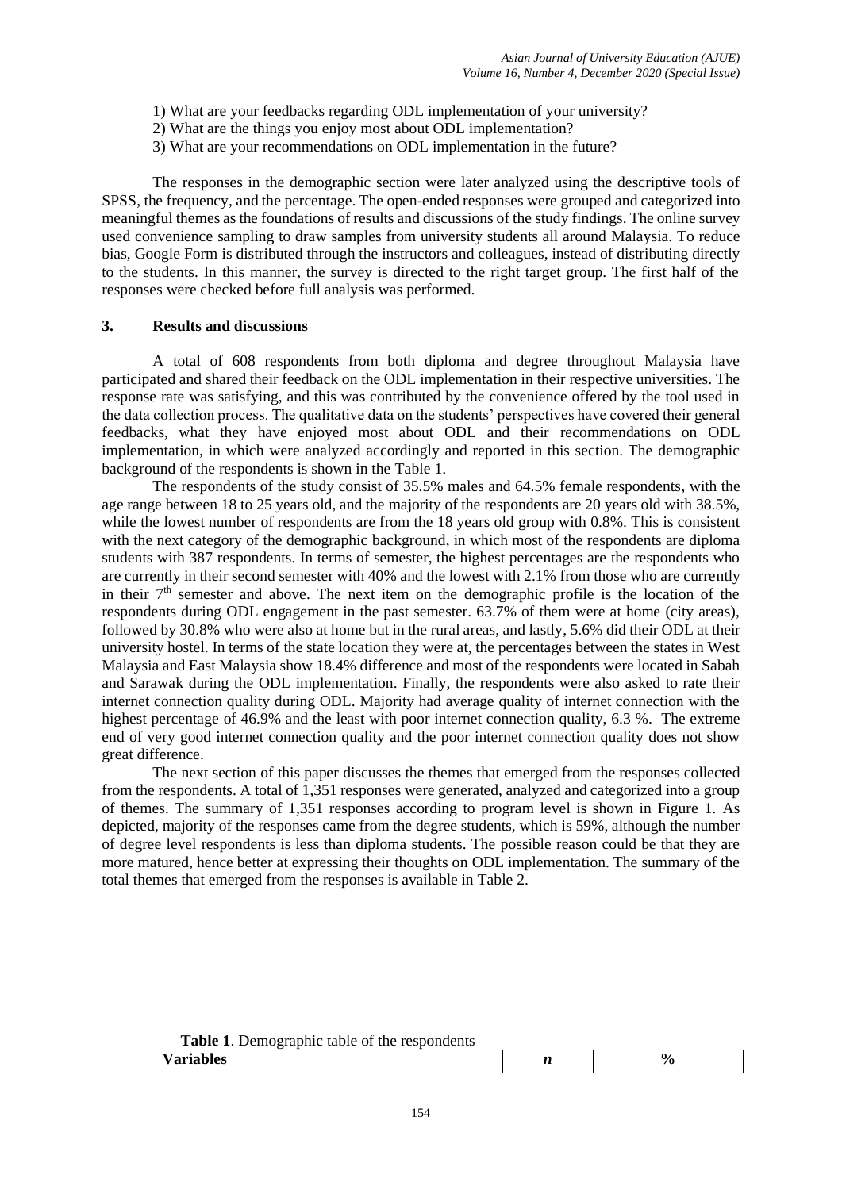1) What are your feedbacks regarding ODL implementation of your university?
2) What are the things you enjoy most about ODL implementation?
3) What are your recommendations on ODL implementation in the future?

The responses in the demographic section were later analyzed using the descriptive tools of SPSS, the frequency, and the percentage. The open-ended responses were grouped and categorized into meaningful themes as the foundations of results and discussions of the study findings. The online survey used convenience sampling to draw samples from university students all around Malaysia. To reduce bias, Google Form is distributed through the instructors and colleagues, instead of distributing directly to the students. In this manner, the survey is directed to the right target group. The first half of the responses were checked before full analysis was performed.

## 3. Results and discussions

A total of 608 respondents from both diploma and degree throughout Malaysia have participated and shared their feedback on the ODL implementation in their respective universities. The response rate was satisfying, and this was contributed by the convenience offered by the tool used in the data collection process. The qualitative data on the students' perspectives have covered their general feedbacks, what they have enjoyed most about ODL and their recommendations on ODL implementation, in which were analyzed accordingly and reported in this section. The demographic background of the respondents is shown in the Table 1.

The respondents of the study consist of 35.5% males and 64.5% female respondents, with the age range between 18 to 25 years old, and the majority of the respondents are 20 years old with 38.5%, while the lowest number of respondents are from the 18 years old group with 0.8%. This is consistent with the next category of the demographic background, in which most of the respondents are diploma students with 387 respondents. In terms of semester, the highest percentages are the respondents who are currently in their second semester with 40% and the lowest with 2.1% from those who are currently in their 7th semester and above. The next item on the demographic profile is the location of the respondents during ODL engagement in the past semester. 63.7% of them were at home (city areas), followed by 30.8% who were also at home but in the rural areas, and lastly, 5.6% did their ODL at their university hostel. In terms of the state location they were at, the percentages between the states in West Malaysia and East Malaysia show 18.4% difference and most of the respondents were located in Sabah and Sarawak during the ODL implementation. Finally, the respondents were also asked to rate their internet connection quality during ODL. Majority had average quality of internet connection with the highest percentage of 46.9% and the least with poor internet connection quality, 6.3 %. The extreme end of very good internet connection quality and the poor internet connection quality does not show great difference.

The next section of this paper discusses the themes that emerged from the responses collected from the respondents. A total of 1,351 responses were generated, analyzed and categorized into a group of themes. The summary of 1,351 responses according to program level is shown in Figure 1. As depicted, majority of the responses came from the degree students, which is 59%, although the number of degree level respondents is less than diploma students. The possible reason could be that they are more matured, hence better at expressing their thoughts on ODL implementation. The summary of the total themes that emerged from the responses is available in Table 2.

**Table 1**. Demographic table of the respondents

| Variables | *n* | % |
|---|---|---|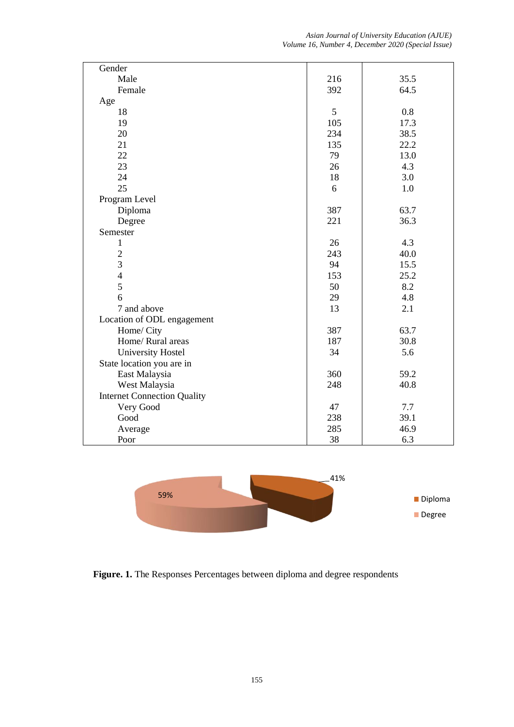| | | |
|---|---|---|
| Gender | | |
| Male | 216 | 35.5 |
| Female | 392 | 64.5 |
| Age | | |
| 18 | 5 | 0.8 |
| 19 | 105 | 17.3 |
| 20 | 234 | 38.5 |
| 21 | 135 | 22.2 |
| 22 | 79 | 13.0 |
| 23 | 26 | 4.3 |
| 24 | 18 | 3.0 |
| 25 | 6 | 1.0 |
| Program Level | | |
| Diploma | 387 | 63.7 |
| Degree | 221 | 36.3 |
| Semester | | |
| 1 | 26 | 4.3 |
| 2 | 243 | 40.0 |
| 3 | 94 | 15.5 |
| 4 | 153 | 25.2 |
| 5 | 50 | 8.2 |
| 6 | 29 | 4.8 |
| 7 and above | 13 | 2.1 |
| Location of ODL engagement | | |
| Home/ City | 387 | 63.7 |
| Home/ Rural areas | 187 | 30.8 |
| University Hostel | 34 | 5.6 |
| State location you are in | | |
| East Malaysia | 360 | 59.2 |
| West Malaysia | 248 | 40.8 |
| Internet Connection Quality | | |
| Very Good | 47 | 7.7 |
| Good | 238 | 39.1 |
| Average | 285 | 46.9 |
| Poor | 38 | 6.3 |

41%

59%

Diploma

Degree

**Figure. 1.** The Responses Percentages between diploma and degree respondents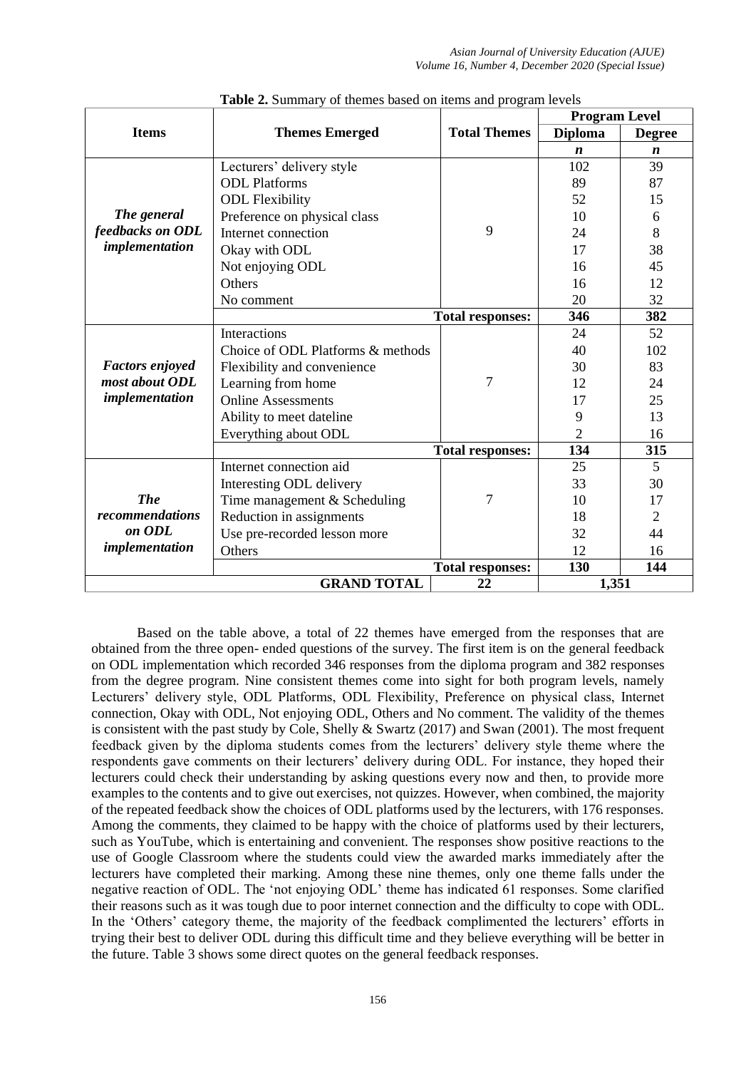**Table 2.** Summary of themes based on items and program levels

| Items | Themes Emerged | Total Themes | Program Level | |
|---|---|---|---|---|
| | | | Diploma | Degree |
| | | | ***n*** | ***n*** |
| ***The general feedbacks on ODL implementation*** | Lecturers' delivery style | 9 | 102 | 39 |
| | ODL Platforms | | 89 | 87 |
| | ODL Flexibility | | 52 | 15 |
| | Preference on physical class | | 10 | 6 |
| | Internet connection | | 24 | 8 |
| | Okay with ODL | | 17 | 38 |
| | Not enjoying ODL | | 16 | 45 |
| | Others | | 16 | 12 |
| | No comment | | 20 | 32 |
| | | **Total responses:** | **346** | **382** |
| ***Factors enjoyed most about ODL implementation*** | Interactions | 7 | 24 | 52 |
| | Choice of ODL Platforms & methods | | 40 | 102 |
| | Flexibility and convenience | | 30 | 83 |
| | Learning from home | | 12 | 24 |
| | Online Assessments | | 17 | 25 |
| | Ability to meet dateline | | 9 | 13 |
| | Everything about ODL | | 2 | 16 |
| | | **Total responses:** | **134** | **315** |
| ***The recommendations on ODL implementation*** | Internet connection aid | 7 | 25 | 5 |
| | Interesting ODL delivery | | 33 | 30 |
| | Time management & Scheduling | | 10 | 17 |
| | Reduction in assignments | | 18 | 2 |
| | Use pre-recorded lesson more | | 32 | 44 |
| | Others | | 12 | 16 |
| | | **Total responses:** | **130** | **144** |
| **GRAND TOTAL** | | **22** | **1,351** | |

Based on the table above, a total of 22 themes have emerged from the responses that are obtained from the three open- ended questions of the survey. The first item is on the general feedback on ODL implementation which recorded 346 responses from the diploma program and 382 responses from the degree program. Nine consistent themes come into sight for both program levels, namely Lecturers' delivery style, ODL Platforms, ODL Flexibility, Preference on physical class, Internet connection, Okay with ODL, Not enjoying ODL, Others and No comment. The validity of the themes is consistent with the past study by Cole, Shelly & Swartz (2017) and Swan (2001). The most frequent feedback given by the diploma students comes from the lecturers' delivery style theme where the respondents gave comments on their lecturers' delivery during ODL. For instance, they hoped their lecturers could check their understanding by asking questions every now and then, to provide more examples to the contents and to give out exercises, not quizzes. However, when combined, the majority of the repeated feedback show the choices of ODL platforms used by the lecturers, with 176 responses. Among the comments, they claimed to be happy with the choice of platforms used by their lecturers, such as YouTube, which is entertaining and convenient. The responses show positive reactions to the use of Google Classroom where the students could view the awarded marks immediately after the lecturers have completed their marking. Among these nine themes, only one theme falls under the negative reaction of ODL. The 'not enjoying ODL' theme has indicated 61 responses. Some clarified their reasons such as it was tough due to poor internet connection and the difficulty to cope with ODL. In the 'Others' category theme, the majority of the feedback complimented the lecturers' efforts in trying their best to deliver ODL during this difficult time and they believe everything will be better in the future. Table 3 shows some direct quotes on the general feedback responses.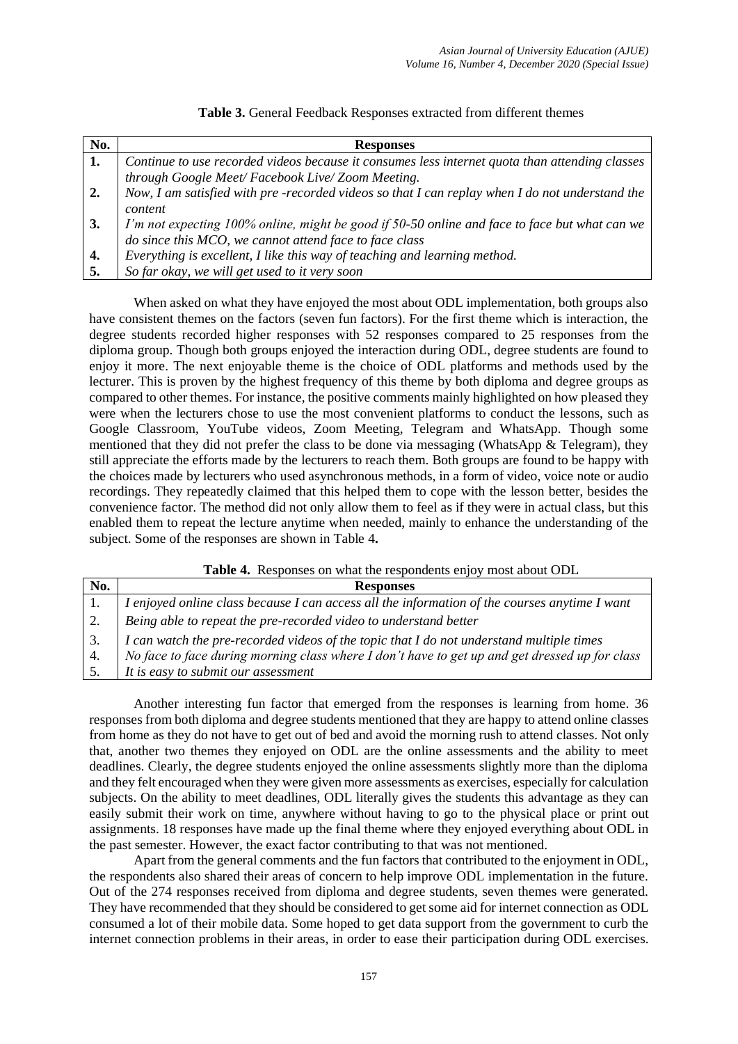**Table 3.** General Feedback Responses extracted from different themes

| No. | Responses |
|---|---|
| **1.** | *Continue to use recorded videos because it consumes less internet quota than attending classes through Google Meet/ Facebook Live/ Zoom Meeting.* |
| **2.** | *Now, I am satisfied with pre -recorded videos so that I can replay when I do not understand the content* |
| **3.** | *I'm not expecting 100% online, might be good if 50-50 online and face to face but what can we do since this MCO, we cannot attend face to face class* |
| **4.** | *Everything is excellent, I like this way of teaching and learning method.* |
| **5.** | *So far okay, we will get used to it very soon* |

When asked on what they have enjoyed the most about ODL implementation, both groups also have consistent themes on the factors (seven fun factors). For the first theme which is interaction, the degree students recorded higher responses with 52 responses compared to 25 responses from the diploma group. Though both groups enjoyed the interaction during ODL, degree students are found to enjoy it more. The next enjoyable theme is the choice of ODL platforms and methods used by the lecturer. This is proven by the highest frequency of this theme by both diploma and degree groups as compared to other themes. For instance, the positive comments mainly highlighted on how pleased they were when the lecturers chose to use the most convenient platforms to conduct the lessons, such as Google Classroom, YouTube videos, Zoom Meeting, Telegram and WhatsApp. Though some mentioned that they did not prefer the class to be done via messaging (WhatsApp & Telegram), they still appreciate the efforts made by the lecturers to reach them. Both groups are found to be happy with the choices made by lecturers who used asynchronous methods, in a form of video, voice note or audio recordings. They repeatedly claimed that this helped them to cope with the lesson better, besides the convenience factor. The method did not only allow them to feel as if they were in actual class, but this enabled them to repeat the lecture anytime when needed, mainly to enhance the understanding of the subject. Some of the responses are shown in Table 4**.**

**Table 4.** Responses on what the respondents enjoy most about ODL

| No. | Responses |
|---|---|
| 1. | *I enjoyed online class because I can access all the information of the courses anytime I want* |
| 2. | *Being able to repeat the pre-recorded video to understand better* |
| 3. | *I can watch the pre-recorded videos of the topic that I do not understand multiple times* |
| 4. | *No face to face during morning class where I don't have to get up and get dressed up for class* |
| 5. | *It is easy to submit our assessment* |

Another interesting fun factor that emerged from the responses is learning from home. 36 responses from both diploma and degree students mentioned that they are happy to attend online classes from home as they do not have to get out of bed and avoid the morning rush to attend classes. Not only that, another two themes they enjoyed on ODL are the online assessments and the ability to meet deadlines. Clearly, the degree students enjoyed the online assessments slightly more than the diploma and they felt encouraged when they were given more assessments as exercises, especially for calculation subjects. On the ability to meet deadlines, ODL literally gives the students this advantage as they can easily submit their work on time, anywhere without having to go to the physical place or print out assignments. 18 responses have made up the final theme where they enjoyed everything about ODL in the past semester. However, the exact factor contributing to that was not mentioned.

Apart from the general comments and the fun factors that contributed to the enjoyment in ODL, the respondents also shared their areas of concern to help improve ODL implementation in the future. Out of the 274 responses received from diploma and degree students, seven themes were generated. They have recommended that they should be considered to get some aid for internet connection as ODL consumed a lot of their mobile data. Some hoped to get data support from the government to curb the internet connection problems in their areas, in order to ease their participation during ODL exercises.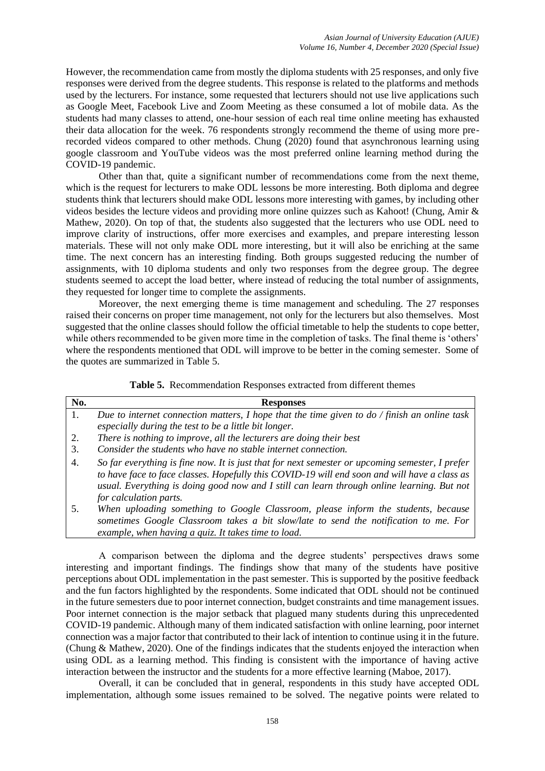However, the recommendation came from mostly the diploma students with 25 responses, and only five responses were derived from the degree students. This response is related to the platforms and methods used by the lecturers. For instance, some requested that lecturers should not use live applications such as Google Meet, Facebook Live and Zoom Meeting as these consumed a lot of mobile data. As the students had many classes to attend, one-hour session of each real time online meeting has exhausted their data allocation for the week. 76 respondents strongly recommend the theme of using more pre-recorded videos compared to other methods. Chung (2020) found that asynchronous learning using google classroom and YouTube videos was the most preferred online learning method during the COVID-19 pandemic.

Other than that, quite a significant number of recommendations come from the next theme, which is the request for lecturers to make ODL lessons be more interesting. Both diploma and degree students think that lecturers should make ODL lessons more interesting with games, by including other videos besides the lecture videos and providing more online quizzes such as Kahoot! (Chung, Amir & Mathew, 2020). On top of that, the students also suggested that the lecturers who use ODL need to improve clarity of instructions, offer more exercises and examples, and prepare interesting lesson materials. These will not only make ODL more interesting, but it will also be enriching at the same time. The next concern has an interesting finding. Both groups suggested reducing the number of assignments, with 10 diploma students and only two responses from the degree group. The degree students seemed to accept the load better, where instead of reducing the total number of assignments, they requested for longer time to complete the assignments.

Moreover, the next emerging theme is time management and scheduling. The 27 responses raised their concerns on proper time management, not only for the lecturers but also themselves. Most suggested that the online classes should follow the official timetable to help the students to cope better, while others recommended to be given more time in the completion of tasks. The final theme is 'others' where the respondents mentioned that ODL will improve to be better in the coming semester. Some of the quotes are summarized in Table 5.

**Table 5.** Recommendation Responses extracted from different themes

| No. | Responses |
|---|---|
| 1. | *Due to internet connection matters, I hope that the time given to do / finish an online task especially during the test to be a little bit longer.* |
| 2. | *There is nothing to improve, all the lecturers are doing their best* |
| 3. | *Consider the students who have no stable internet connection.* |
| 4. | *So far everything is fine now. It is just that for next semester or upcoming semester, I prefer to have face to face classes. Hopefully this COVID-19 will end soon and will have a class as usual. Everything is doing good now and I still can learn through online learning. But not for calculation parts.* |
| 5. | *When uploading something to Google Classroom, please inform the students, because sometimes Google Classroom takes a bit slow/late to send the notification to me. For example, when having a quiz. It takes time to load.* |

A comparison between the diploma and the degree students' perspectives draws some interesting and important findings. The findings show that many of the students have positive perceptions about ODL implementation in the past semester. This is supported by the positive feedback and the fun factors highlighted by the respondents. Some indicated that ODL should not be continued in the future semesters due to poor internet connection, budget constraints and time management issues. Poor internet connection is the major setback that plagued many students during this unprecedented COVID-19 pandemic. Although many of them indicated satisfaction with online learning, poor internet connection was a major factor that contributed to their lack of intention to continue using it in the future. (Chung & Mathew, 2020). One of the findings indicates that the students enjoyed the interaction when using ODL as a learning method. This finding is consistent with the importance of having active interaction between the instructor and the students for a more effective learning (Maboe, 2017).

Overall, it can be concluded that in general, respondents in this study have accepted ODL implementation, although some issues remained to be solved. The negative points were related to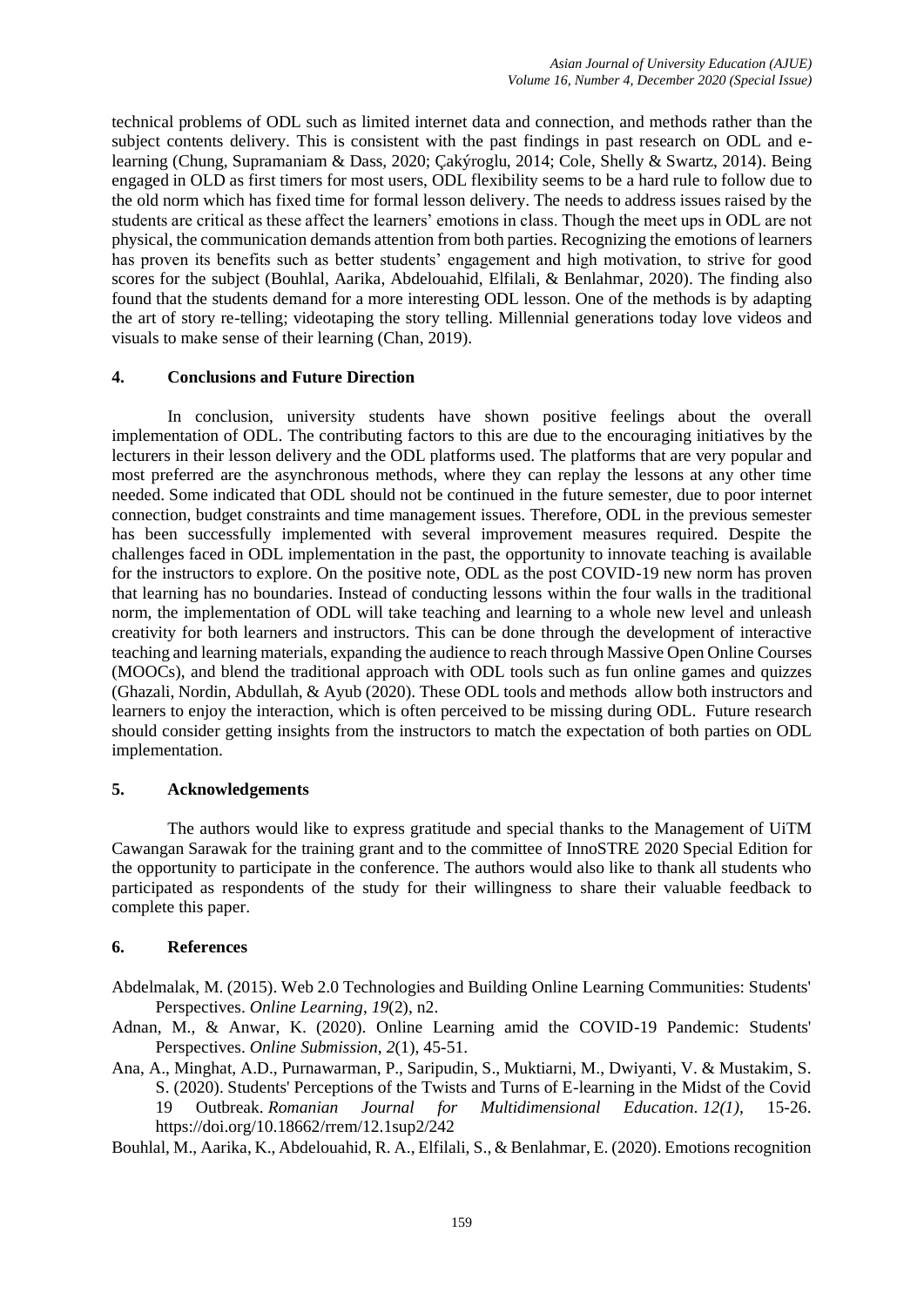technical problems of ODL such as limited internet data and connection, and methods rather than the subject contents delivery. This is consistent with the past findings in past research on ODL and e-learning (Chung, Supramaniam & Dass, 2020; Çakýroglu, 2014; Cole, Shelly & Swartz, 2014). Being engaged in OLD as first timers for most users, ODL flexibility seems to be a hard rule to follow due to the old norm which has fixed time for formal lesson delivery. The needs to address issues raised by the students are critical as these affect the learners' emotions in class. Though the meet ups in ODL are not physical, the communication demands attention from both parties. Recognizing the emotions of learners has proven its benefits such as better students' engagement and high motivation, to strive for good scores for the subject (Bouhlal, Aarika, Abdelouahid, Elfilali, & Benlahmar, 2020). The finding also found that the students demand for a more interesting ODL lesson. One of the methods is by adapting the art of story re-telling; videotaping the story telling. Millennial generations today love videos and visuals to make sense of their learning (Chan, 2019).

## 4. Conclusions and Future Direction

In conclusion, university students have shown positive feelings about the overall implementation of ODL. The contributing factors to this are due to the encouraging initiatives by the lecturers in their lesson delivery and the ODL platforms used. The platforms that are very popular and most preferred are the asynchronous methods, where they can replay the lessons at any other time needed. Some indicated that ODL should not be continued in the future semester, due to poor internet connection, budget constraints and time management issues. Therefore, ODL in the previous semester has been successfully implemented with several improvement measures required. Despite the challenges faced in ODL implementation in the past, the opportunity to innovate teaching is available for the instructors to explore. On the positive note, ODL as the post COVID-19 new norm has proven that learning has no boundaries. Instead of conducting lessons within the four walls in the traditional norm, the implementation of ODL will take teaching and learning to a whole new level and unleash creativity for both learners and instructors. This can be done through the development of interactive teaching and learning materials, expanding the audience to reach through Massive Open Online Courses (MOOCs), and blend the traditional approach with ODL tools such as fun online games and quizzes (Ghazali, Nordin, Abdullah, & Ayub (2020). These ODL tools and methods allow both instructors and learners to enjoy the interaction, which is often perceived to be missing during ODL. Future research should consider getting insights from the instructors to match the expectation of both parties on ODL implementation.

## 5. Acknowledgements

The authors would like to express gratitude and special thanks to the Management of UiTM Cawangan Sarawak for the training grant and to the committee of InnoSTRE 2020 Special Edition for the opportunity to participate in the conference. The authors would also like to thank all students who participated as respondents of the study for their willingness to share their valuable feedback to complete this paper.

## 6. References

Abdelmalak, M. (2015). Web 2.0 Technologies and Building Online Learning Communities: Students' Perspectives. *Online Learning*, *19*(2), n2.

Adnan, M., & Anwar, K. (2020). Online Learning amid the COVID-19 Pandemic: Students' Perspectives. *Online Submission*, *2*(1), 45-51.

Ana, A., Minghat, A.D., Purnawarman, P., Saripudin, S., Muktiarni, M., Dwiyanti, V. & Mustakim, S. S. (2020). Students' Perceptions of the Twists and Turns of E-learning in the Midst of the Covid 19 Outbreak. *Romanian Journal for Multidimensional Education*. *12(1)*, 15-26. https://doi.org/10.18662/rrem/12.1sup2/242

Bouhlal, M., Aarika, K., Abdelouahid, R. A., Elfilali, S., & Benlahmar, E. (2020). Emotions recognition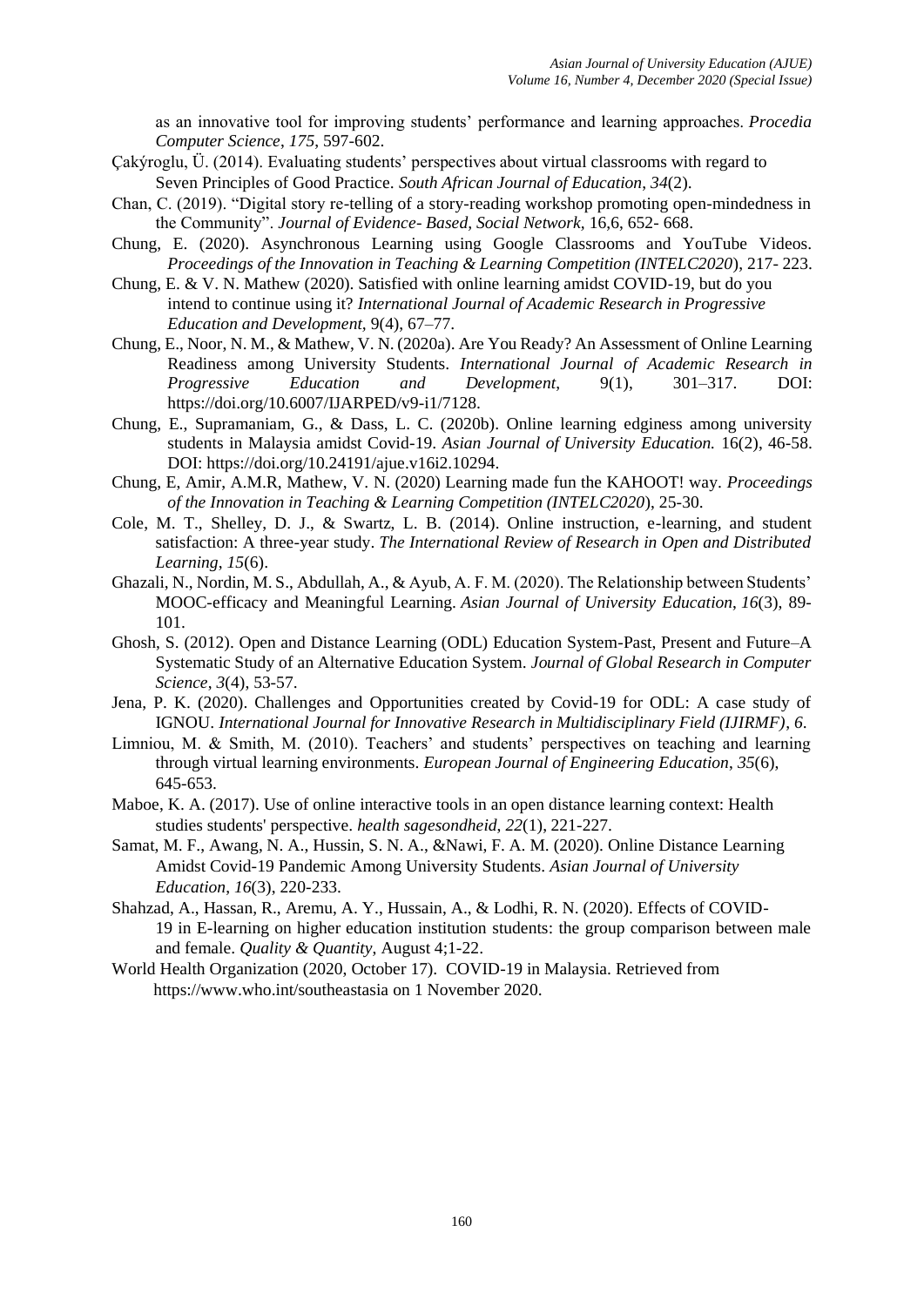as an innovative tool for improving students' performance and learning approaches. *Procedia Computer Science*, *175*, 597-602.

Çakýroglu, Ü. (2014). Evaluating students' perspectives about virtual classrooms with regard to Seven Principles of Good Practice. *South African Journal of Education*, *34*(2).

Chan, C. (2019). "Digital story re-telling of a story-reading workshop promoting open-mindedness in the Community". *Journal of Evidence- Based, Social Network*, 16,6, 652- 668.

Chung, E. (2020). Asynchronous Learning using Google Classrooms and YouTube Videos. *Proceedings of the Innovation in Teaching & Learning Competition (INTELC2020*), 217- 223.

Chung, E. & V. N. Mathew (2020). Satisfied with online learning amidst COVID-19, but do you intend to continue using it? *International Journal of Academic Research in Progressive Education and Development*, 9(4), 67–77.

Chung, E., Noor, N. M., & Mathew, V. N. (2020a). Are You Ready? An Assessment of Online Learning Readiness among University Students. *International Journal of Academic Research in Progressive Education and Development*, 9(1), 301–317. DOI: https://doi.org/10.6007/IJARPED/v9-i1/7128.

Chung, E., Supramaniam, G., & Dass, L. C. (2020b). Online learning edginess among university students in Malaysia amidst Covid-19. *Asian Journal of University Education.* 16(2), 46-58. DOI: https://doi.org/10.24191/ajue.v16i2.10294.

Chung, E, Amir, A.M.R, Mathew, V. N. (2020) Learning made fun the KAHOOT! way. *Proceedings of the Innovation in Teaching & Learning Competition (INTELC2020*), 25-30.

Cole, M. T., Shelley, D. J., & Swartz, L. B. (2014). Online instruction, e-learning, and student satisfaction: A three-year study. *The International Review of Research in Open and Distributed Learning*, *15*(6).

Ghazali, N., Nordin, M. S., Abdullah, A., & Ayub, A. F. M. (2020). The Relationship between Students' MOOC-efficacy and Meaningful Learning. *Asian Journal of University Education*, *16*(3), 89-101.

Ghosh, S. (2012). Open and Distance Learning (ODL) Education System-Past, Present and Future–A Systematic Study of an Alternative Education System. *Journal of Global Research in Computer Science*, *3*(4), 53-57.

Jena, P. K. (2020). Challenges and Opportunities created by Covid-19 for ODL: A case study of IGNOU. *International Journal for Innovative Research in Multidisciplinary Field (IJIRMF)*, *6*.

Limniou, M. & Smith, M. (2010). Teachers' and students' perspectives on teaching and learning through virtual learning environments. *European Journal of Engineering Education*, *35*(6), 645-653.

Maboe, K. A. (2017). Use of online interactive tools in an open distance learning context: Health studies students' perspective. *health sagesondheid*, *22*(1), 221-227.

Samat, M. F., Awang, N. A., Hussin, S. N. A., &Nawi, F. A. M. (2020). Online Distance Learning Amidst Covid-19 Pandemic Among University Students. *Asian Journal of University Education*, *16*(3), 220-233.

Shahzad, A., Hassan, R., Aremu, A. Y., Hussain, A., & Lodhi, R. N. (2020). Effects of COVID-19 in E-learning on higher education institution students: the group comparison between male and female. *Quality & Quantity*, August 4;1-22.

World Health Organization (2020, October 17). COVID-19 in Malaysia. Retrieved from https://www.who.int/southeastasia on 1 November 2020.